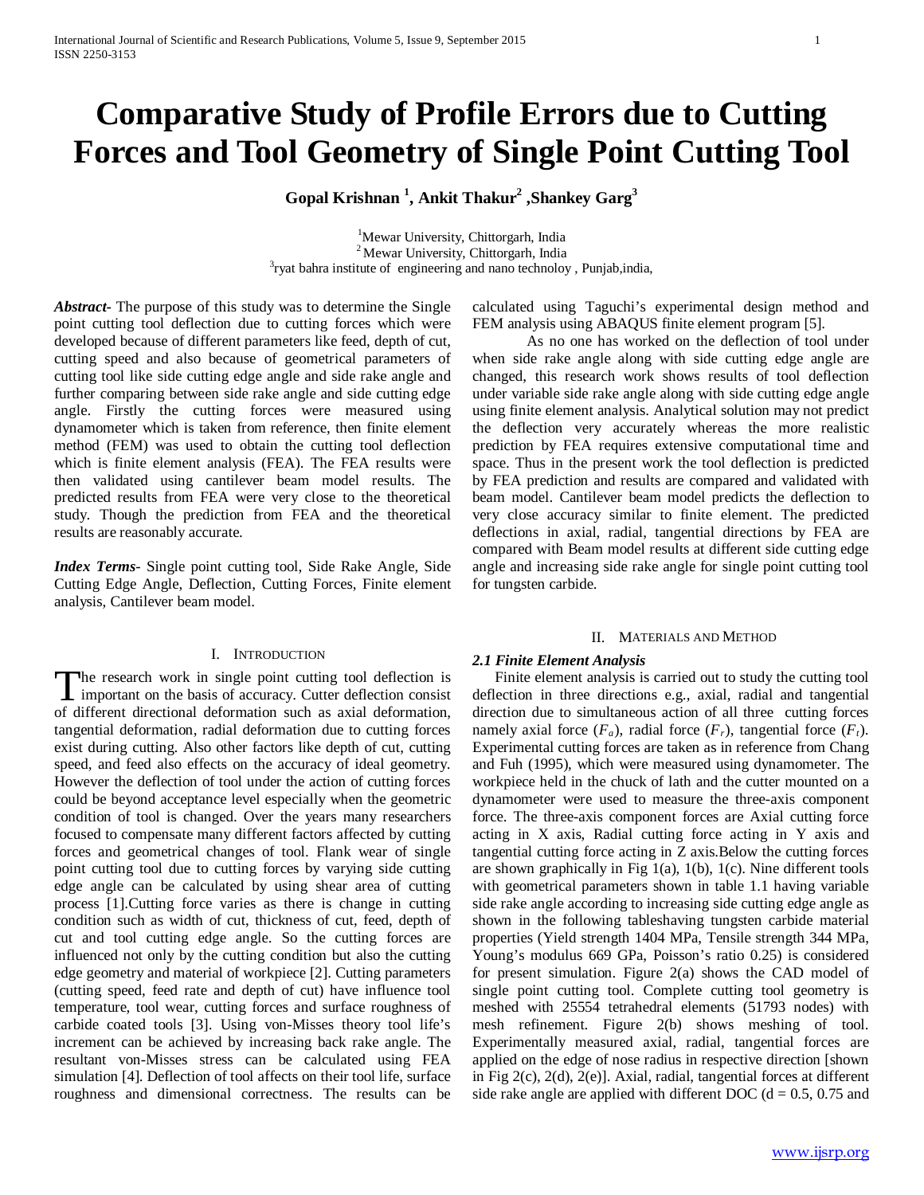# Comparative Study of Profile Errors due to Cutting Forces and Tool Geometry of Single Point Cutting Tool

**Gopal Krishnan [1], Ankit Thakur [2], Shankey Garg [3]**

[1] Mewar University, Chittorgarh, India
[2] Mewar University, Chittorgarh, India
[3] ryat bahra institute of engineering and nano technoloy , Punjab,india,

***Abstract***- The purpose of this study was to determine the Single point cutting tool deflection due to cutting forces which were developed because of different parameters like feed, depth of cut, cutting speed and also because of geometrical parameters of cutting tool like side cutting edge angle and side rake angle and further comparing between side rake angle and side cutting edge angle. Firstly the cutting forces were measured using dynamometer which is taken from reference, then finite element method (FEM) was used to obtain the cutting tool deflection which is finite element analysis (FEA). The FEA results were then validated using cantilever beam model results. The predicted results from FEA were very close to the theoretical study. Though the prediction from FEA and the theoretical results are reasonably accurate.

***Index Terms***- Single point cutting tool, Side Rake Angle, Side Cutting Edge Angle, Deflection, Cutting Forces, Finite element analysis, Cantilever beam model.

## I. Introduction

The research work in single point cutting tool deflection is important on the basis of accuracy. Cutter deflection consist of different directional deformation such as axial deformation, tangential deformation, radial deformation due to cutting forces exist during cutting. Also other factors like depth of cut, cutting speed, and feed also effects on the accuracy of ideal geometry. However the deflection of tool under the action of cutting forces could be beyond acceptance level especially when the geometric condition of tool is changed. Over the years many researchers focused to compensate many different factors affected by cutting forces and geometrical changes of tool. Flank wear of single point cutting tool due to cutting forces by varying side cutting edge angle can be calculated by using shear area of cutting process [1].Cutting force varies as there is change in cutting condition such as width of cut, thickness of cut, feed, depth of cut and tool cutting edge angle. So the cutting forces are influenced not only by the cutting condition but also the cutting edge geometry and material of workpiece [2]. Cutting parameters (cutting speed, feed rate and depth of cut) have influence tool temperature, tool wear, cutting forces and surface roughness of carbide coated tools [3]. Using von-Misses theory tool life's increment can be achieved by increasing back rake angle. The resultant von-Misses stress can be calculated using FEA simulation [4]. Deflection of tool affects on their tool life, surface roughness and dimensional correctness. The results can be calculated using Taguchi's experimental design method and FEM analysis using ABAQUS finite element program [5].

As no one has worked on the deflection of tool under when side rake angle along with side cutting edge angle are changed, this research work shows results of tool deflection under variable side rake angle along with side cutting edge angle using finite element analysis. Analytical solution may not predict the deflection very accurately whereas the more realistic prediction by FEA requires extensive computational time and space. Thus in the present work the tool deflection is predicted by FEA prediction and results are compared and validated with beam model. Cantilever beam model predicts the deflection to very close accuracy similar to finite element. The predicted deflections in axial, radial, tangential directions by FEA are compared with Beam model results at different side cutting edge angle and increasing side rake angle for single point cutting tool for tungsten carbide.

## II. Materials and Method

### *2.1 Finite Element Analysis*

Finite element analysis is carried out to study the cutting tool deflection in three directions e.g., axial, radial and tangential direction due to simultaneous action of all three cutting forces namely axial force ($F_a$), radial force ($F_r$), tangential force ($F_t$). Experimental cutting forces are taken as in reference from Chang and Fuh (1995), which were measured using dynamometer. The workpiece held in the chuck of lath and the cutter mounted on a dynamometer were used to measure the three-axis component force. The three-axis component forces are Axial cutting force acting in X axis, Radial cutting force acting in Y axis and tangential cutting force acting in Z axis.Below the cutting forces are shown graphically in Fig 1(a), 1(b), 1(c). Nine different tools with geometrical parameters shown in table 1.1 having variable side rake angle according to increasing side cutting edge angle as shown in the following tableshaving tungsten carbide material properties (Yield strength 1404 MPa, Tensile strength 344 MPa, Young's modulus 669 GPa, Poisson's ratio 0.25) is considered for present simulation. Figure 2(a) shows the CAD model of single point cutting tool. Complete cutting tool geometry is meshed with 25554 tetrahedral elements (51793 nodes) with mesh refinement. Figure 2(b) shows meshing of tool. Experimentally measured axial, radial, tangential forces are applied on the edge of nose radius in respective direction [shown in Fig 2(c), 2(d), 2(e)]. Axial, radial, tangential forces at different side rake angle are applied with different DOC (d = 0.5, 0.75 and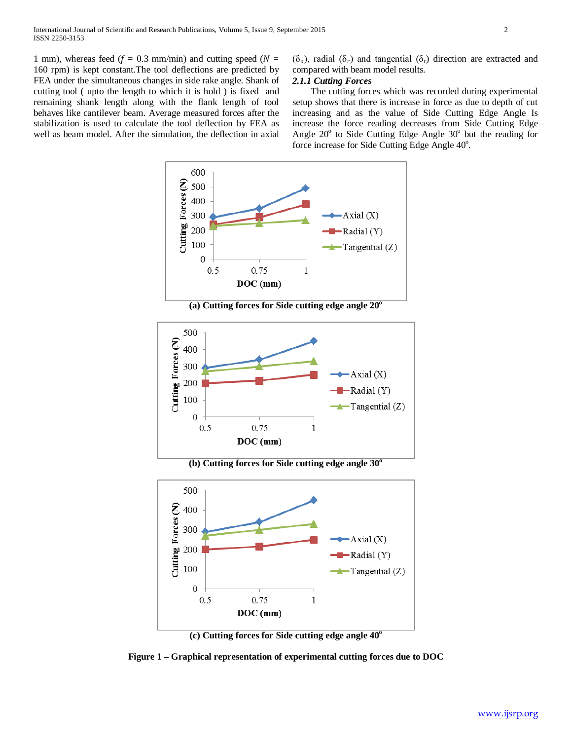1 mm), whereas feed ($f$ = 0.3 mm/min) and cutting speed ($N$ = 160 rpm) is kept constant.The tool deflections are predicted by FEA under the simultaneous changes in side rake angle. Shank of cutting tool ( upto the length to which it is hold ) is fixed and remaining shank length along with the flank length of tool behaves like cantilever beam. Average measured forces after the stabilization is used to calculate the tool deflection by FEA as well as beam model. After the simulation, the deflection in axial ($\delta_a$), radial ($\delta_r$) and tangential ($\delta_t$) direction are extracted and compared with beam model results.

### *2.1.1 Cutting Forces*

The cutting forces which was recorded during experimental setup shows that there is increase in force as due to depth of cut increasing and as the value of Side Cutting Edge Angle Is increase the force reading decreases from Side Cutting Edge Angle 20$^o$ to Side Cutting Edge Angle 30$^o$ but the reading for force increase for Side Cutting Edge Angle 40$^o$.

**(a) Cutting forces for Side cutting edge angle 20$^o$**

**(b) Cutting forces for Side cutting edge angle 30$^o$**

**(c) Cutting forces for Side cutting edge angle 40$^o$**

**Figure 1 – Graphical representation of experimental cutting forces due to DOC**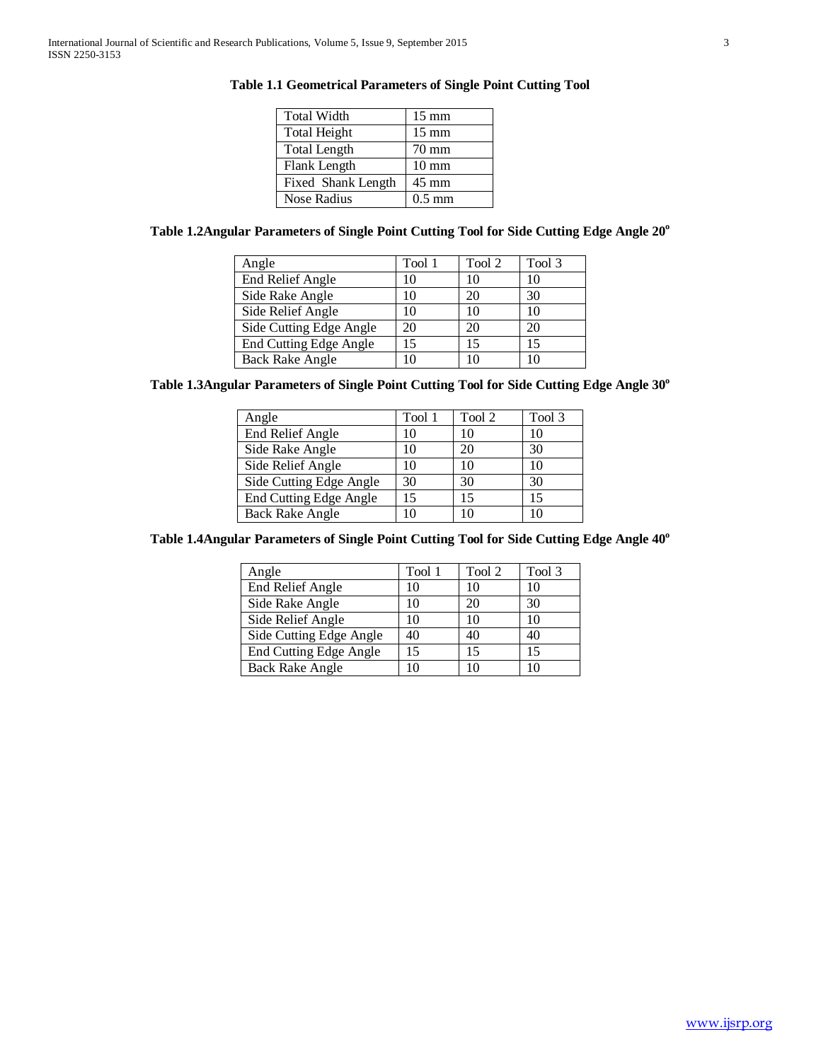**Table 1.1 Geometrical Parameters of Single Point Cutting Tool**

| Total Width | 15 mm |
|---|---|
| Total Height | 15 mm |
| Total Length | 70 mm |
| Flank Length | 10 mm |
| Fixed Shank Length | 45 mm |
| Nose Radius | 0.5 mm |

**Table 1.2Angular Parameters of Single Point Cutting Tool for Side Cutting Edge Angle 20°**

| Angle | Tool 1 | Tool 2 | Tool 3 |
|---|---|---|---|
| End Relief Angle | 10 | 10 | 10 |
| Side Rake Angle | 10 | 20 | 30 |
| Side Relief Angle | 10 | 10 | 10 |
| Side Cutting Edge Angle | 20 | 20 | 20 |
| End Cutting Edge Angle | 15 | 15 | 15 |
| Back Rake Angle | 10 | 10 | 10 |

**Table 1.3Angular Parameters of Single Point Cutting Tool for Side Cutting Edge Angle 30°**

| Angle | Tool 1 | Tool 2 | Tool 3 |
|---|---|---|---|
| End Relief Angle | 10 | 10 | 10 |
| Side Rake Angle | 10 | 20 | 30 |
| Side Relief Angle | 10 | 10 | 10 |
| Side Cutting Edge Angle | 30 | 30 | 30 |
| End Cutting Edge Angle | 15 | 15 | 15 |
| Back Rake Angle | 10 | 10 | 10 |

**Table 1.4Angular Parameters of Single Point Cutting Tool for Side Cutting Edge Angle 40°**

| Angle | Tool 1 | Tool 2 | Tool 3 |
|---|---|---|---|
| End Relief Angle | 10 | 10 | 10 |
| Side Rake Angle | 10 | 20 | 30 |
| Side Relief Angle | 10 | 10 | 10 |
| Side Cutting Edge Angle | 40 | 40 | 40 |
| End Cutting Edge Angle | 15 | 15 | 15 |
| Back Rake Angle | 10 | 10 | 10 |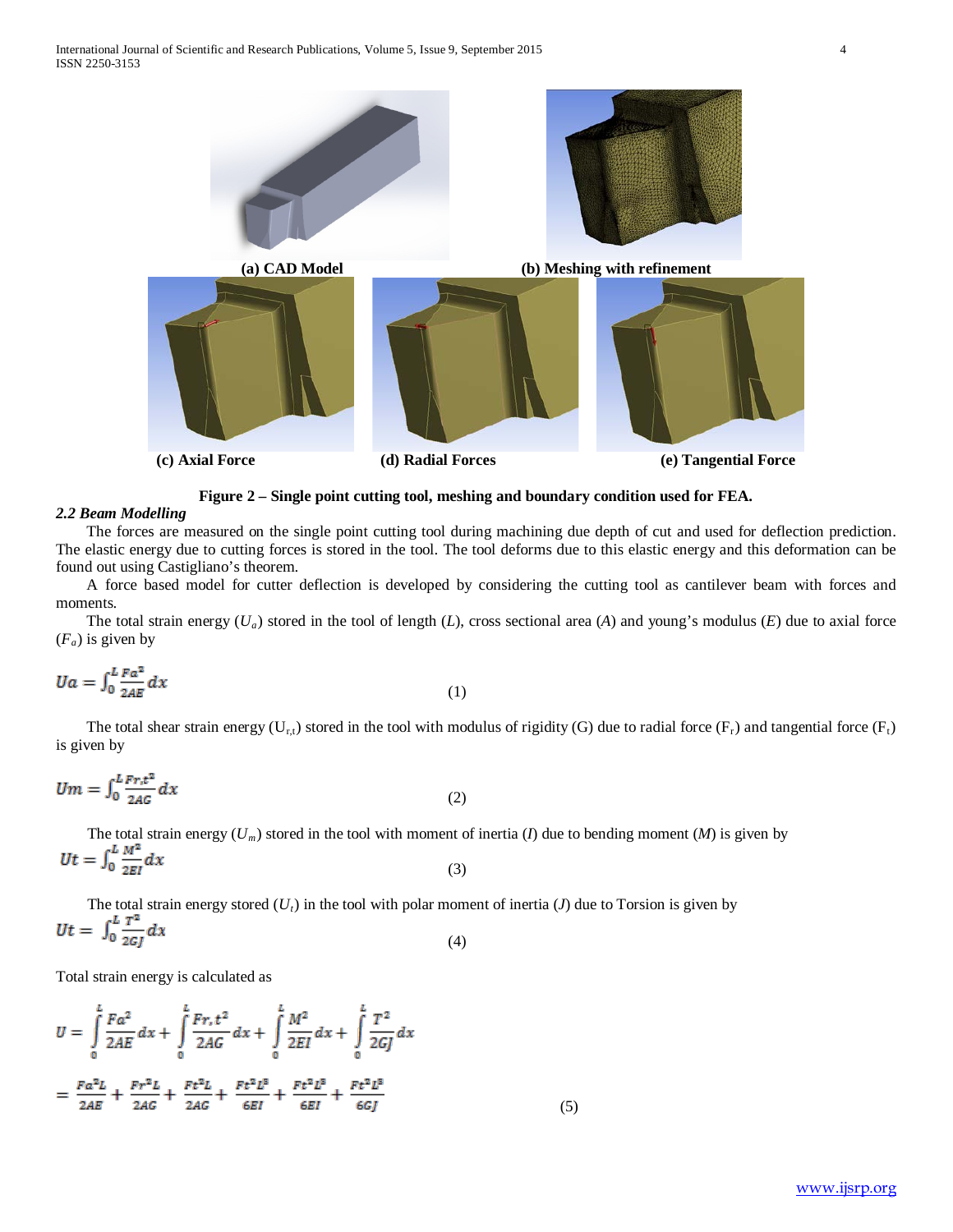(a) CAD Model (b) Meshing with refinement

(c) Axial Force (d) Radial Forces (e) Tangential Force

**Figure 2 – Single point cutting tool, meshing and boundary condition used for FEA.**

### *2.2 Beam Modelling*

The forces are measured on the single point cutting tool during machining due depth of cut and used for deflection prediction. The elastic energy due to cutting forces is stored in the tool. The tool deforms due to this elastic energy and this deformation can be found out using Castigliano's theorem.

A force based model for cutter deflection is developed by considering the cutting tool as cantilever beam with forces and moments.

The total strain energy ($U_a$) stored in the tool of length ($L$), cross sectional area ($A$) and young's modulus ($E$) due to axial force ($F_a$) is given by

$$Ua = \int_0^L \frac{Fa^2}{2AE} dx \tag{1}$$

The total shear strain energy ($U_{r,t}$) stored in the tool with modulus of rigidity (G) due to radial force ($F_r$) and tangential force ($F_t$) is given by

$$Um = \int_0^L \frac{Fr,t^2}{2AG} dx \tag{2}$$

The total strain energy ($U_m$) stored in the tool with moment of inertia ($I$) due to bending moment ($M$) is given by

$$Ut = \int_0^L \frac{M^2}{2EI} dx \tag{3}$$

The total strain energy stored ($U_t$) in the tool with polar moment of inertia ($J$) due to Torsion is given by

$$Ut = \int_0^L \frac{T^2}{2GJ} dx \tag{4}$$

Total strain energy is calculated as

$$U = \int_0^L \frac{Fa^2}{2AE} dx + \int_0^L \frac{Fr,t^2}{2AG} dx + \int_0^L \frac{M^2}{2EI} dx + \int_0^L \frac{T^2}{2GJ} dx$$

$$= \frac{Fa^2L}{2AE} + \frac{Fr^2L}{2AG} + \frac{Ft^2L}{2AG} + \frac{Ft^2L^3}{6EI} + \frac{Ft^2L^3}{6EI} + \frac{Ft^2L^3}{6GJ} \tag{5}$$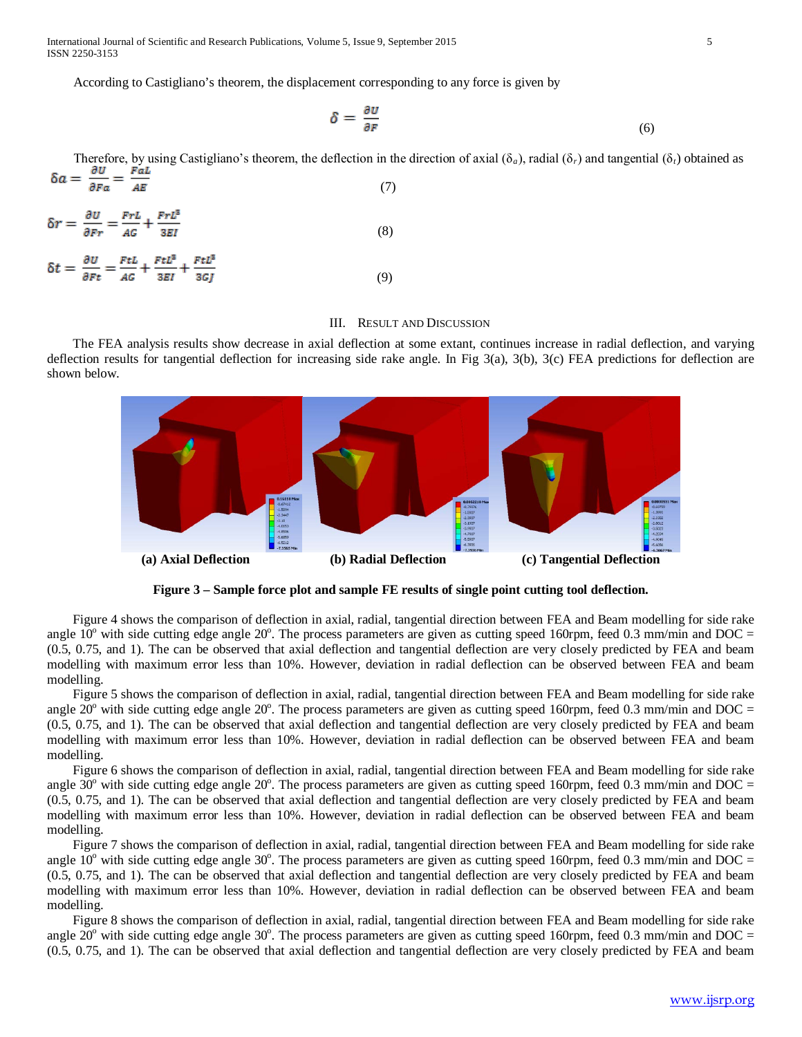According to Castigliano's theorem, the displacement corresponding to any force is given by

$$\delta = \frac{\partial U}{\partial F} \tag{6}$$

Therefore, by using Castigliano's theorem, the deflection in the direction of axial ($\delta_a$), radial ($\delta_r$) and tangential ($\delta_t$) obtained as

$$\delta a = \frac{\partial U}{\partial Fa} = \frac{FaL}{AE} \tag{7}$$

$$\delta r = \frac{\partial U}{\partial Fr} = \frac{FrL}{AG} + \frac{FrL^3}{3EI} \tag{8}$$

$$\delta t = \frac{\partial U}{\partial Ft} = \frac{FtL}{AG} + \frac{FtL^3}{3EI} + \frac{FtL^3}{3GJ} \tag{9}$$

## III. Result and Discussion

The FEA analysis results show decrease in axial deflection at some extant, continues increase in radial deflection, and varying deflection results for tangential deflection for increasing side rake angle. In Fig 3(a), 3(b), 3(c) FEA predictions for deflection are shown below.

**(a) Axial Deflection** **(b) Radial Deflection** **(c) Tangential Deflection**

**Figure 3 – Sample force plot and sample FE results of single point cutting tool deflection.**

Figure 4 shows the comparison of deflection in axial, radial, tangential direction between FEA and Beam modelling for side rake angle $10^o$ with side cutting edge angle $20^o$. The process parameters are given as cutting speed 160rpm, feed 0.3 mm/min and DOC = (0.5, 0.75, and 1). The can be observed that axial deflection and tangential deflection are very closely predicted by FEA and beam modelling with maximum error less than 10%. However, deviation in radial deflection can be observed between FEA and beam modelling.

Figure 5 shows the comparison of deflection in axial, radial, tangential direction between FEA and Beam modelling for side rake angle $20^o$ with side cutting edge angle $20^o$. The process parameters are given as cutting speed 160rpm, feed 0.3 mm/min and DOC = (0.5, 0.75, and 1). The can be observed that axial deflection and tangential deflection are very closely predicted by FEA and beam modelling with maximum error less than 10%. However, deviation in radial deflection can be observed between FEA and beam modelling.

Figure 6 shows the comparison of deflection in axial, radial, tangential direction between FEA and Beam modelling for side rake angle $30^o$ with side cutting edge angle $20^o$. The process parameters are given as cutting speed 160rpm, feed 0.3 mm/min and DOC = (0.5, 0.75, and 1). The can be observed that axial deflection and tangential deflection are very closely predicted by FEA and beam modelling with maximum error less than 10%. However, deviation in radial deflection can be observed between FEA and beam modelling.

Figure 7 shows the comparison of deflection in axial, radial, tangential direction between FEA and Beam modelling for side rake angle $10^o$ with side cutting edge angle $30^o$. The process parameters are given as cutting speed 160rpm, feed 0.3 mm/min and DOC = (0.5, 0.75, and 1). The can be observed that axial deflection and tangential deflection are very closely predicted by FEA and beam modelling with maximum error less than 10%. However, deviation in radial deflection can be observed between FEA and beam modelling.

Figure 8 shows the comparison of deflection in axial, radial, tangential direction between FEA and Beam modelling for side rake angle $20^o$ with side cutting edge angle $30^o$. The process parameters are given as cutting speed 160rpm, feed 0.3 mm/min and DOC = (0.5, 0.75, and 1). The can be observed that axial deflection and tangential deflection are very closely predicted by FEA and beam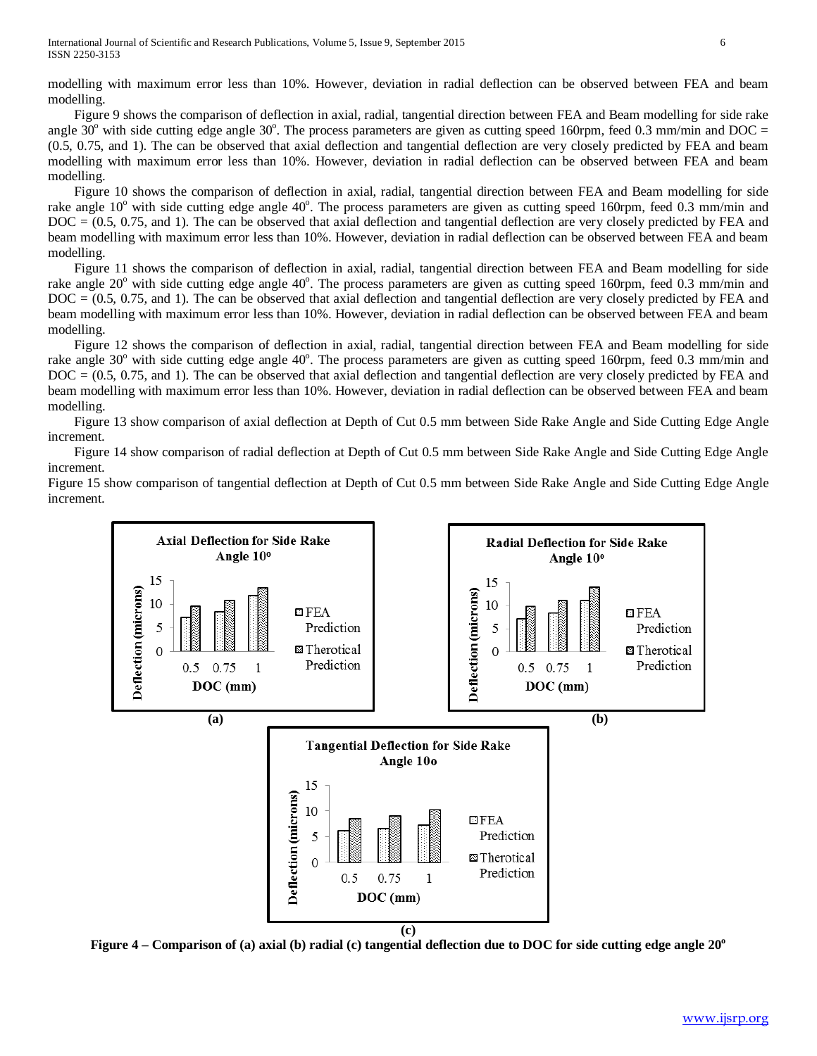modelling with maximum error less than 10%. However, deviation in radial deflection can be observed between FEA and beam modelling.

Figure 9 shows the comparison of deflection in axial, radial, tangential direction between FEA and Beam modelling for side rake angle 30$^o$ with side cutting edge angle 30$^o$. The process parameters are given as cutting speed 160rpm, feed 0.3 mm/min and DOC = (0.5, 0.75, and 1). The can be observed that axial deflection and tangential deflection are very closely predicted by FEA and beam modelling with maximum error less than 10%. However, deviation in radial deflection can be observed between FEA and beam modelling.

Figure 10 shows the comparison of deflection in axial, radial, tangential direction between FEA and Beam modelling for side rake angle 10$^o$ with side cutting edge angle 40$^o$. The process parameters are given as cutting speed 160rpm, feed 0.3 mm/min and DOC = (0.5, 0.75, and 1). The can be observed that axial deflection and tangential deflection are very closely predicted by FEA and beam modelling with maximum error less than 10%. However, deviation in radial deflection can be observed between FEA and beam modelling.

Figure 11 shows the comparison of deflection in axial, radial, tangential direction between FEA and Beam modelling for side rake angle 20$^o$ with side cutting edge angle 40$^o$. The process parameters are given as cutting speed 160rpm, feed 0.3 mm/min and DOC = (0.5, 0.75, and 1). The can be observed that axial deflection and tangential deflection are very closely predicted by FEA and beam modelling with maximum error less than 10%. However, deviation in radial deflection can be observed between FEA and beam modelling.

Figure 12 shows the comparison of deflection in axial, radial, tangential direction between FEA and Beam modelling for side rake angle 30$^o$ with side cutting edge angle 40$^o$. The process parameters are given as cutting speed 160rpm, feed 0.3 mm/min and DOC = (0.5, 0.75, and 1). The can be observed that axial deflection and tangential deflection are very closely predicted by FEA and beam modelling with maximum error less than 10%. However, deviation in radial deflection can be observed between FEA and beam modelling.

Figure 13 show comparison of axial deflection at Depth of Cut 0.5 mm between Side Rake Angle and Side Cutting Edge Angle increment.

Figure 14 show comparison of radial deflection at Depth of Cut 0.5 mm between Side Rake Angle and Side Cutting Edge Angle increment.

Figure 15 show comparison of tangential deflection at Depth of Cut 0.5 mm between Side Rake Angle and Side Cutting Edge Angle increment.

**Axial Deflection for Side Rake Angle 10$^o$**

Deflection (microns) vs DOC (mm): 0.5, 0.75, 1 — FEA Prediction, Therotical Prediction

**(a)**

**Radial Deflection for Side Rake Angle 10$^o$**

Deflection (microns) vs DOC (mm): 0.5, 0.75, 1 — FEA Prediction, Therotical Prediction

**(b)**

**Tangential Deflection for Side Rake Angle 10o**

Deflection (microns) vs DOC (mm): 0.5, 0.75, 1 — FEA Prediction, Therotical Prediction

**(c)**

**Figure 4 – Comparison of (a) axial (b) radial (c) tangential deflection due to DOC for side cutting edge angle 20$^o$**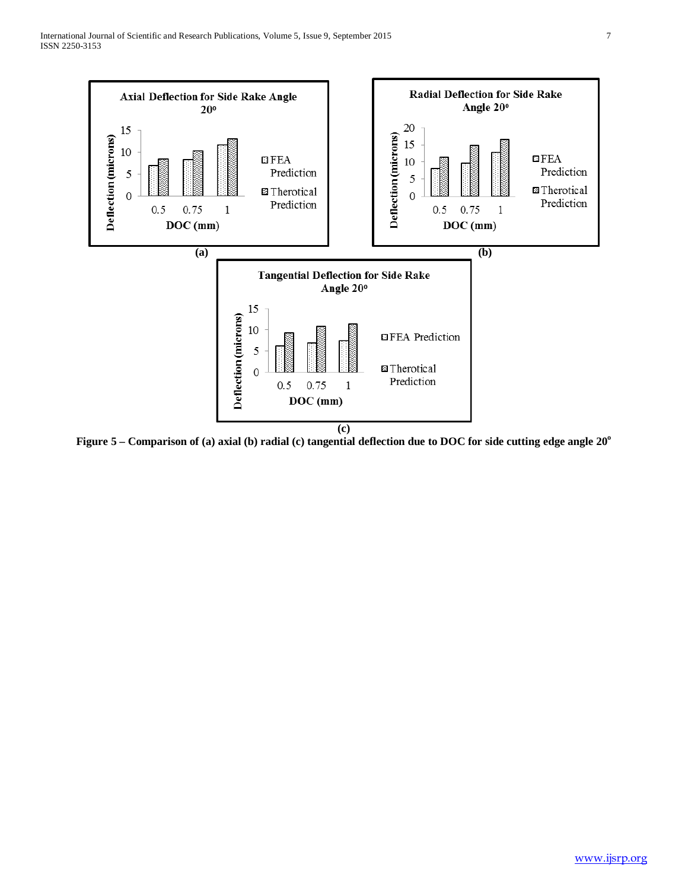Figure 5 – Comparison of (a) axial (b) radial (c) tangential deflection due to DOC for side cutting edge angle 20°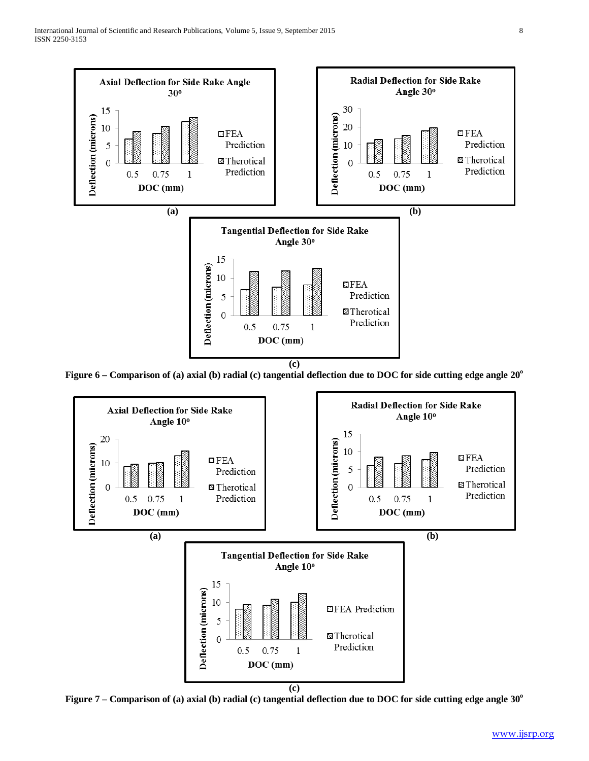Axial Deflection for Side Rake Angle 30º

Radial Deflection for Side Rake Angle 30º

(a) (b)

Tangential Deflection for Side Rake Angle 30º

(c)

**Figure 6 – Comparison of (a) axial (b) radial (c) tangential deflection due to DOC for side cutting edge angle 20º**

Axial Deflection for Side Rake Angle 10º

Radial Deflection for Side Rake Angle 10º

(a) (b)

Tangential Deflection for Side Rake Angle 10º

(c)

**Figure 7 – Comparison of (a) axial (b) radial (c) tangential deflection due to DOC for side cutting edge angle 30º**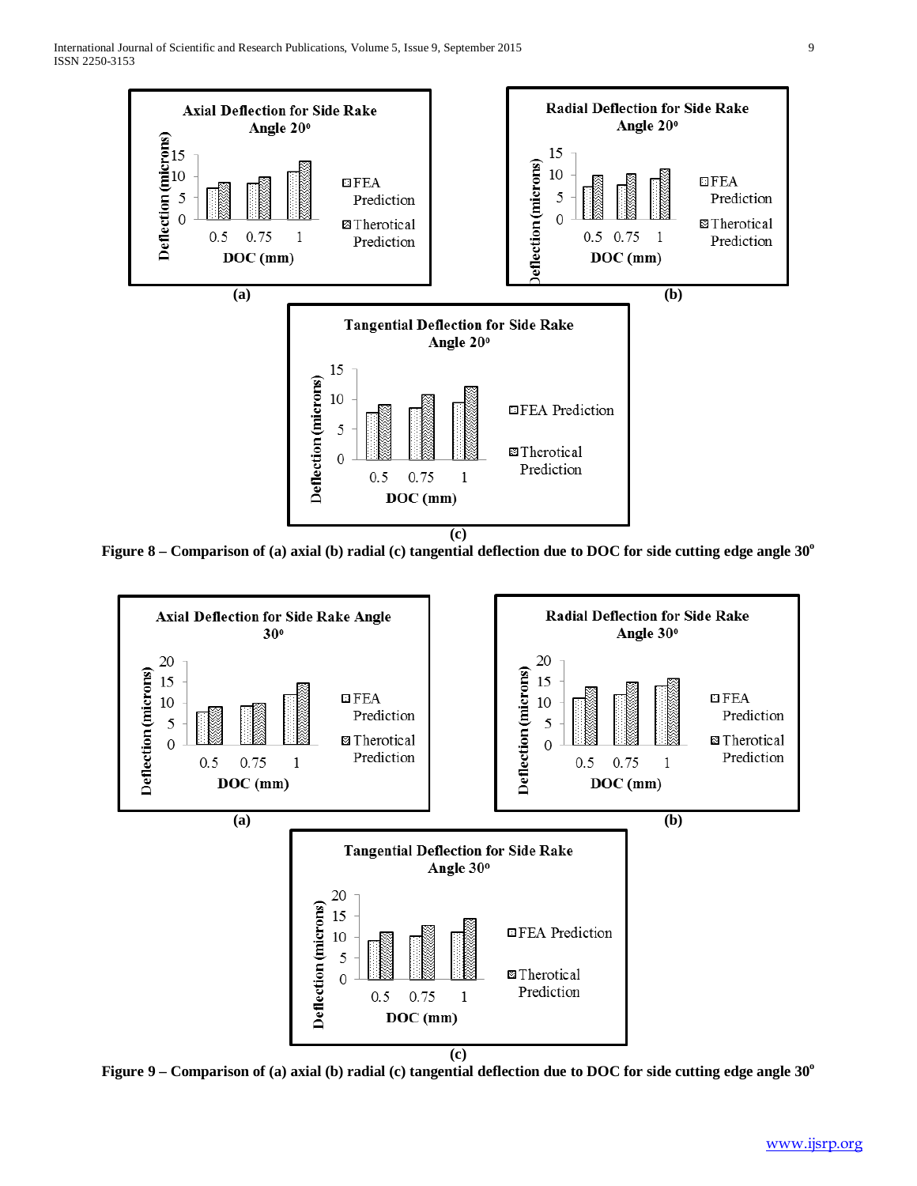**Axial Deflection for Side Rake Angle 20°**

**Radial Deflection for Side Rake Angle 20°**

(a) (b)

**Tangential Deflection for Side Rake Angle 20°**

(c)

**Figure 8 – Comparison of (a) axial (b) radial (c) tangential deflection due to DOC for side cutting edge angle 30°**

**Axial Deflection for Side Rake Angle 30°**

**Radial Deflection for Side Rake Angle 30°**

(a) (b)

**Tangential Deflection for Side Rake Angle 30°**

(c)

**Figure 9 – Comparison of (a) axial (b) radial (c) tangential deflection due to DOC for side cutting edge angle 30°**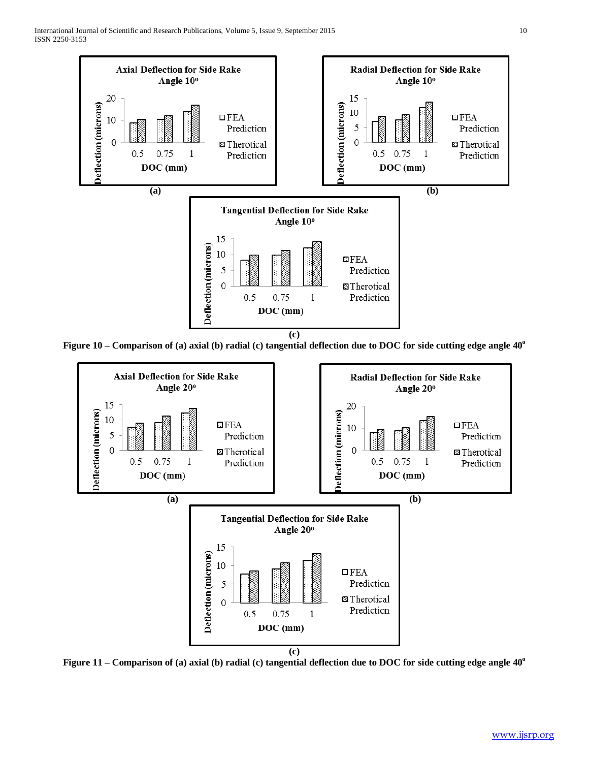Axial Deflection for Side Rake Angle 10°

Radial Deflection for Side Rake Angle 10°

Tangential Deflection for Side Rake Angle 10°

**Figure 10 – Comparison of (a) axial (b) radial (c) tangential deflection due to DOC for side cutting edge angle 40°**

Axial Deflection for Side Rake Angle 20°

Radial Deflection for Side Rake Angle 20°

Tangential Deflection for Side Rake Angle 20°

**Figure 11 – Comparison of (a) axial (b) radial (c) tangential deflection due to DOC for side cutting edge angle 40°**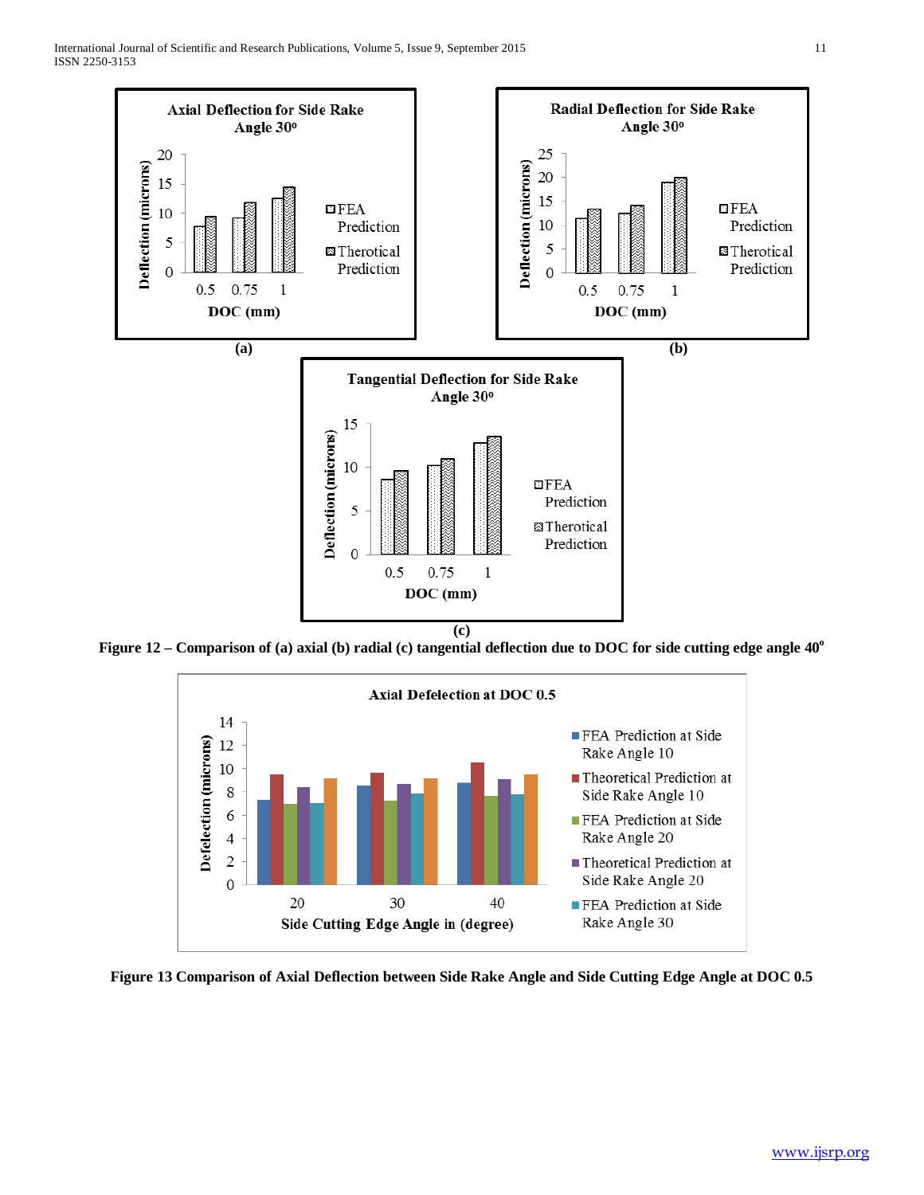**Axial Deflection for Side Rake Angle 30º**

**Radial Deflection for Side Rake Angle 30º**

**Tangential Deflection for Side Rake Angle 30º**

**Figure 12 – Comparison of (a) axial (b) radial (c) tangential deflection due to DOC for side cutting edge angle 40º**

**Axial Defelection at DOC 0.5**

**Figure 13 Comparison of Axial Deflection between Side Rake Angle and Side Cutting Edge Angle at DOC 0.5**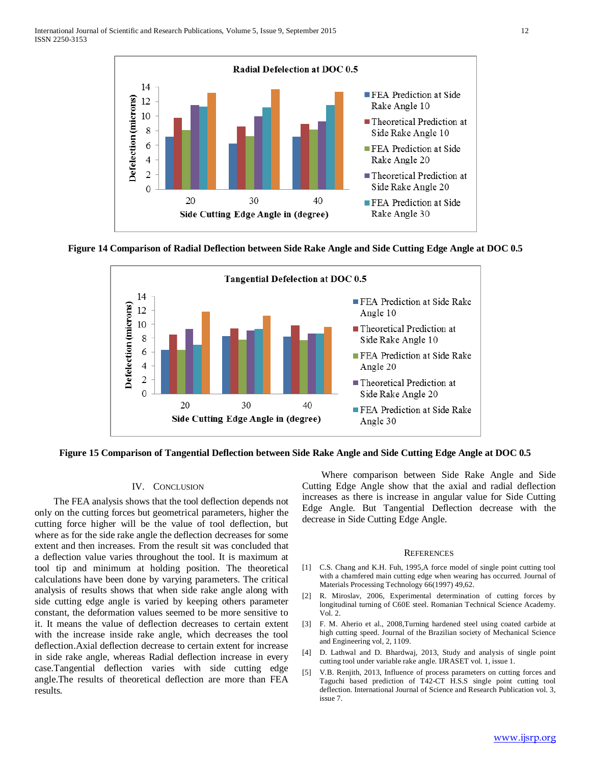Figure 14 Comparison of Radial Deflection between Side Rake Angle and Side Cutting Edge Angle at DOC 0.5

Figure 15 Comparison of Tangential Deflection between Side Rake Angle and Side Cutting Edge Angle at DOC 0.5

## IV. Conclusion

The FEA analysis shows that the tool deflection depends not only on the cutting forces but geometrical parameters, higher the cutting force higher will be the value of tool deflection, but where as for the side rake angle the deflection decreases for some extent and then increases. From the result sit was concluded that a deflection value varies throughout the tool. It is maximum at tool tip and minimum at holding position. The theoretical calculations have been done by varying parameters. The critical analysis of results shows that when side rake angle along with side cutting edge angle is varied by keeping others parameter constant, the deformation values seemed to be more sensitive to it. It means the value of deflection decreases to certain extent with the increase inside rake angle, which decreases the tool deflection.Axial deflection decrease to certain extent for increase in side rake angle, whereas Radial deflection increase in every case.Tangential deflection varies with side cutting edge angle.The results of theoretical deflection are more than FEA results.

Where comparison between Side Rake Angle and Side Cutting Edge Angle show that the axial and radial deflection increases as there is increase in angular value for Side Cutting Edge Angle. But Tangential Deflection decrease with the decrease in Side Cutting Edge Angle.

## References

[1] C.S. Chang and K.H. Fuh, 1995,A force model of single point cutting tool with a chamfered main cutting edge when wearing has occurred. Journal of Materials Processing Technology 66(1997) 49,62.

[2] R. Miroslav, 2006, Experimental determination of cutting forces by longitudinal turning of C60E steel. Romanian Technical Science Academy. Vol. 2.

[3] F. M. Aherio et al., 2008,Turning hardened steel using coated carbide at high cutting speed. Journal of the Brazilian society of Mechanical Science and Engineering vol, 2, 1109.

[4] D. Lathwal and D. Bhardwaj, 2013, Study and analysis of single point cutting tool under variable rake angle. IJRASET vol. 1, issue 1.

[5] V.B. Renjith, 2013, Influence of process parameters on cutting forces and Taguchi based prediction of T42-CT H.S.S single point cutting tool deflection. International Journal of Science and Research Publication vol. 3, issue 7.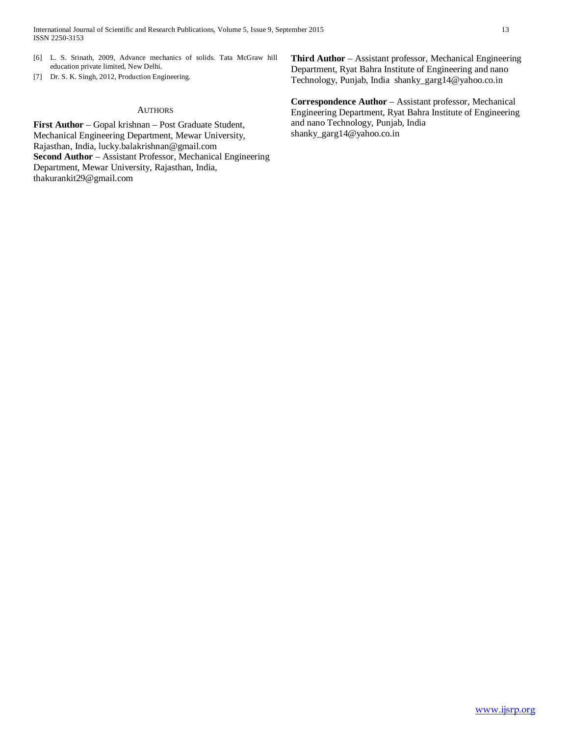[6] L. S. Srinath, 2009, Advance mechanics of solids. Tata McGraw hill education private limited, New Delhi.

[7] Dr. S. K. Singh, 2012, Production Engineering.

## AUTHORS

**First Author** – Gopal krishnan – Post Graduate Student, Mechanical Engineering Department, Mewar University, Rajasthan, India, lucky.balakrishnan@gmail.com

**Second Author** – Assistant Professor, Mechanical Engineering Department, Mewar University, Rajasthan, India, thakurankit29@gmail.com

**Third Author** – Assistant professor, Mechanical Engineering Department, Ryat Bahra Institute of Engineering and nano Technology, Punjab, India shanky_garg14@yahoo.co.in

**Correspondence Author** – Assistant professor, Mechanical Engineering Department, Ryat Bahra Institute of Engineering and nano Technology, Punjab, India shanky_garg14@yahoo.co.in